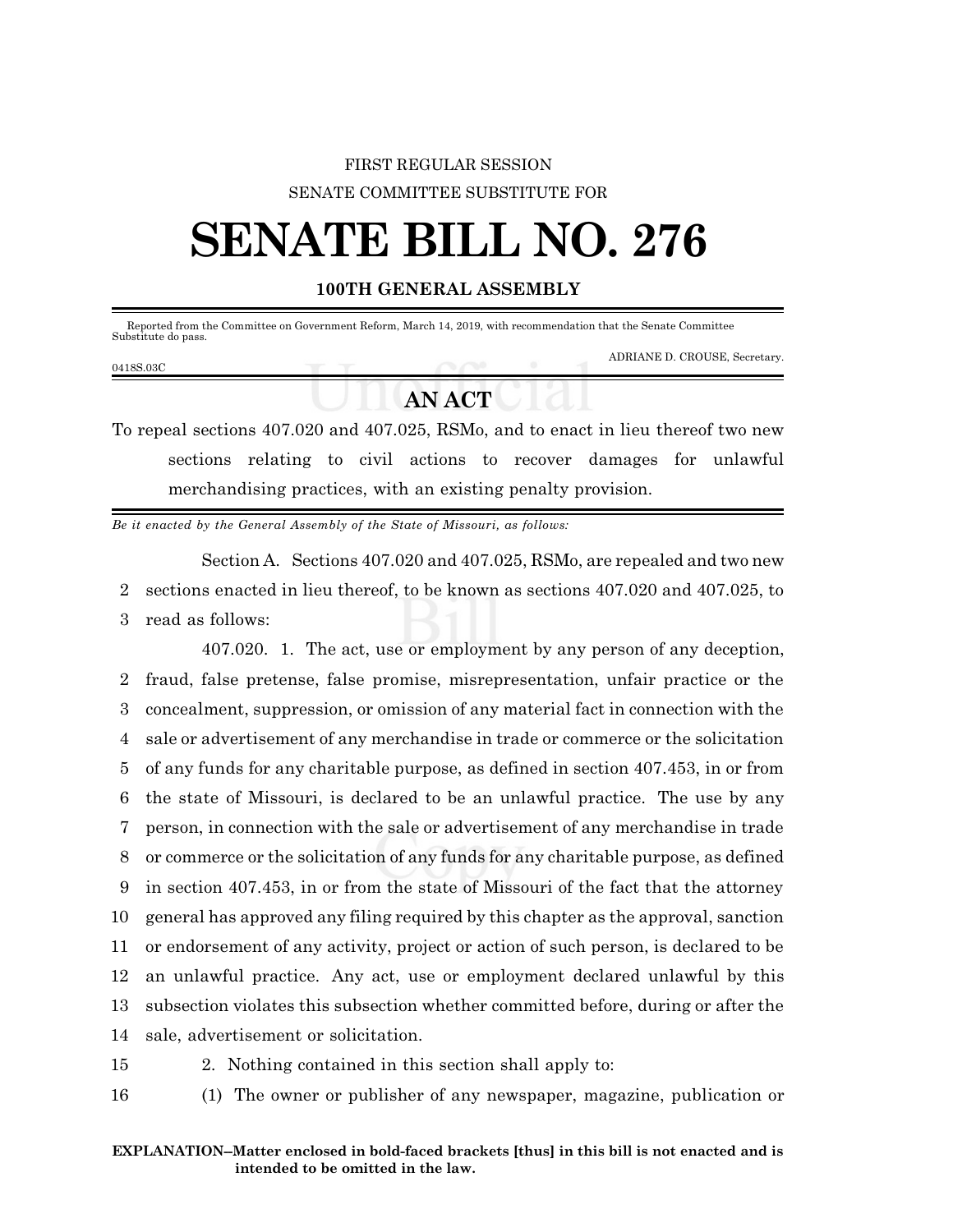FIRST REGULAR SESSION

SENATE COMMITTEE SUBSTITUTE FOR

# SENATE BILL NO. 276

**100TH GENERAL ASSEMBLY**

Reported from the Committee on Government Reform, March 14, 2019, with recommendation that the Senate Committee Substitute do pass.

ADRIANE D. CROUSE, Secretary.

0418S.03C

## AN ACT

To repeal sections 407.020 and 407.025, RSMo, and to enact in lieu thereof two new sections relating to civil actions to recover damages for unlawful merchandising practices, with an existing penalty provision.

*Be it enacted by the General Assembly of the State of Missouri, as follows:*

Section A. Sections 407.020 and 407.025, RSMo, are repealed and two new sections enacted in lieu thereof, to be known as sections 407.020 and 407.025, to read as follows:

407.020. 1. The act, use or employment by any person of any deception, fraud, false pretense, false promise, misrepresentation, unfair practice or the concealment, suppression, or omission of any material fact in connection with the sale or advertisement of any merchandise in trade or commerce or the solicitation of any funds for any charitable purpose, as defined in section 407.453, in or from the state of Missouri, is declared to be an unlawful practice. The use by any person, in connection with the sale or advertisement of any merchandise in trade or commerce or the solicitation of any funds for any charitable purpose, as defined in section 407.453, in or from the state of Missouri of the fact that the attorney general has approved any filing required by this chapter as the approval, sanction or endorsement of any activity, project or action of such person, is declared to be an unlawful practice. Any act, use or employment declared unlawful by this subsection violates this subsection whether committed before, during or after the sale, advertisement or solicitation.

2. Nothing contained in this section shall apply to:

(1) The owner or publisher of any newspaper, magazine, publication or

**EXPLANATION–Matter enclosed in bold-faced brackets [thus] in this bill is not enacted and is intended to be omitted in the law.**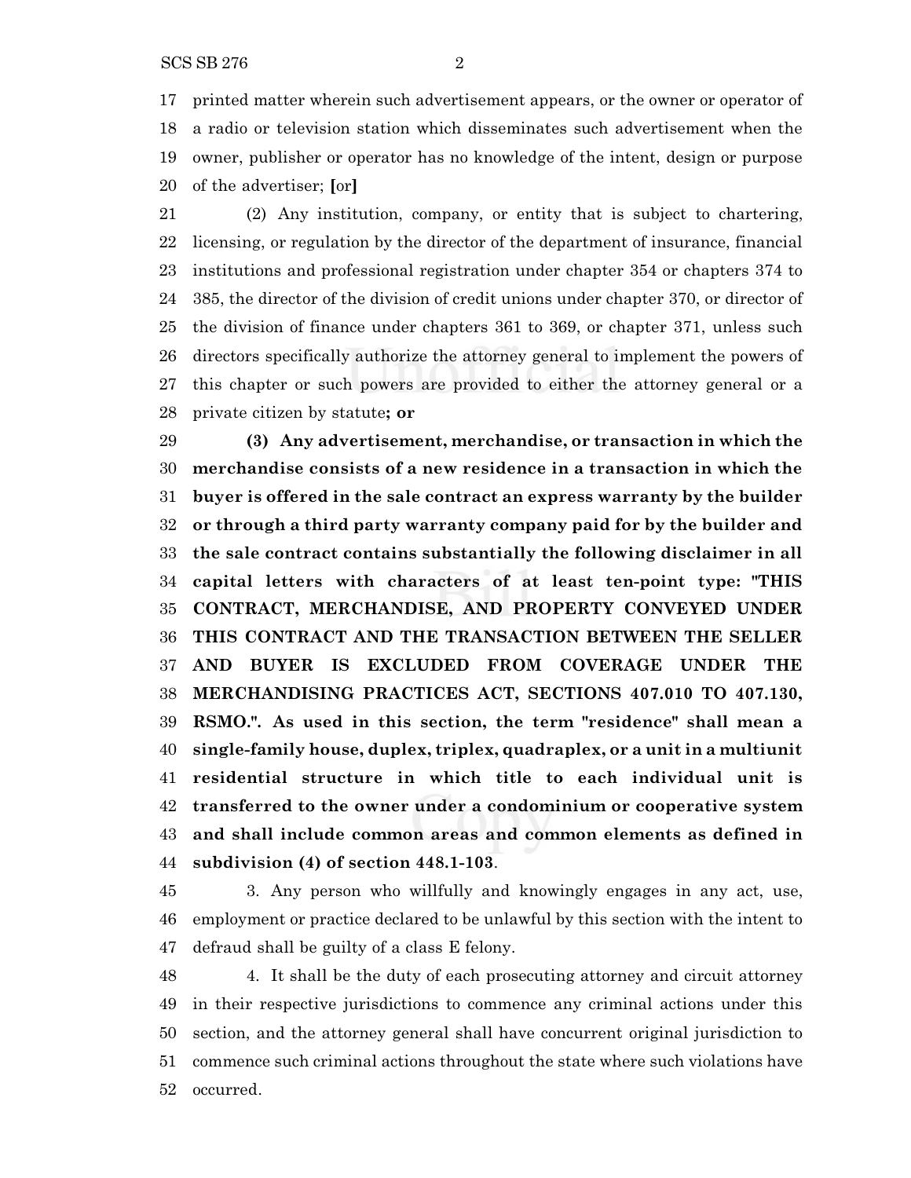printed matter wherein such advertisement appears, or the owner or operator of a radio or television station which disseminates such advertisement when the owner, publisher or operator has no knowledge of the intent, design or purpose of the advertiser; **[**or**]**

(2) Any institution, company, or entity that is subject to chartering, licensing, or regulation by the director of the department of insurance, financial institutions and professional registration under chapter 354 or chapters 374 to 385, the director of the division of credit unions under chapter 370, or director of the division of finance under chapters 361 to 369, or chapter 371, unless such directors specifically authorize the attorney general to implement the powers of this chapter or such powers are provided to either the attorney general or a private citizen by statute**; or**

**(3) Any advertisement, merchandise, or transaction in which the merchandise consists of a new residence in a transaction in which the buyer is offered in the sale contract an express warranty by the builder or through a third party warranty company paid for by the builder and the sale contract contains substantially the following disclaimer in all capital letters with characters of at least ten-point type: "THIS CONTRACT, MERCHANDISE, AND PROPERTY CONVEYED UNDER THIS CONTRACT AND THE TRANSACTION BETWEEN THE SELLER AND BUYER IS EXCLUDED FROM COVERAGE UNDER THE MERCHANDISING PRACTICES ACT, SECTIONS 407.010 TO 407.130, RSMO.". As used in this section, the term "residence" shall mean a single-family house, duplex, triplex, quadraplex, or a unit in a multiunit residential structure in which title to each individual unit is transferred to the owner under a condominium or cooperative system and shall include common areas and common elements as defined in subdivision (4) of section 448.1-103**.

3. Any person who willfully and knowingly engages in any act, use, employment or practice declared to be unlawful by this section with the intent to defraud shall be guilty of a class E felony.

4. It shall be the duty of each prosecuting attorney and circuit attorney in their respective jurisdictions to commence any criminal actions under this section, and the attorney general shall have concurrent original jurisdiction to commence such criminal actions throughout the state where such violations have occurred.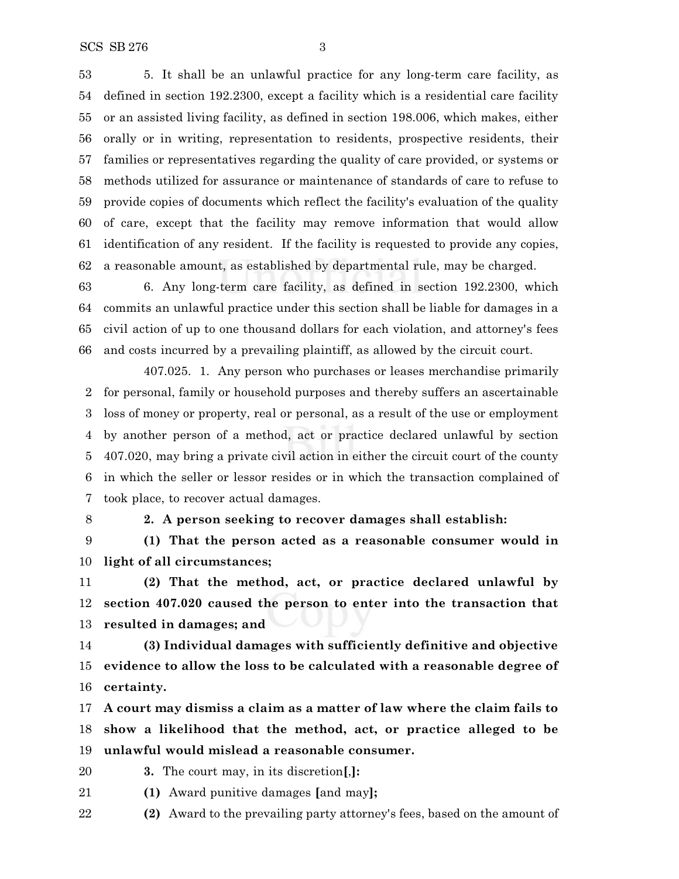5. It shall be an unlawful practice for any long-term care facility, as defined in section 192.2300, except a facility which is a residential care facility or an assisted living facility, as defined in section 198.006, which makes, either orally or in writing, representation to residents, prospective residents, their families or representatives regarding the quality of care provided, or systems or methods utilized for assurance or maintenance of standards of care to refuse to provide copies of documents which reflect the facility's evaluation of the quality of care, except that the facility may remove information that would allow identification of any resident. If the facility is requested to provide any copies, a reasonable amount, as established by departmental rule, may be charged.

6. Any long-term care facility, as defined in section 192.2300, which commits an unlawful practice under this section shall be liable for damages in a civil action of up to one thousand dollars for each violation, and attorney's fees and costs incurred by a prevailing plaintiff, as allowed by the circuit court.

407.025. 1. Any person who purchases or leases merchandise primarily for personal, family or household purposes and thereby suffers an ascertainable loss of money or property, real or personal, as a result of the use or employment by another person of a method, act or practice declared unlawful by section 407.020, may bring a private civil action in either the circuit court of the county in which the seller or lessor resides or in which the transaction complained of took place, to recover actual damages.

**2. A person seeking to recover damages shall establish:**

**(1) That the person acted as a reasonable consumer would in light of all circumstances;**

**(2) That the method, act, or practice declared unlawful by section 407.020 caused the person to enter into the transaction that resulted in damages; and**

**(3) Individual damages with sufficiently definitive and objective evidence to allow the loss to be calculated with a reasonable degree of certainty.**

**A court may dismiss a claim as a matter of law where the claim fails to show a likelihood that the method, act, or practice alleged to be unlawful would mislead a reasonable consumer.**

**3.** The court may, in its discretion**[**,**]:**

**(1)** Award punitive damages **[**and may**];**

**(2)** Award to the prevailing party attorney's fees, based on the amount of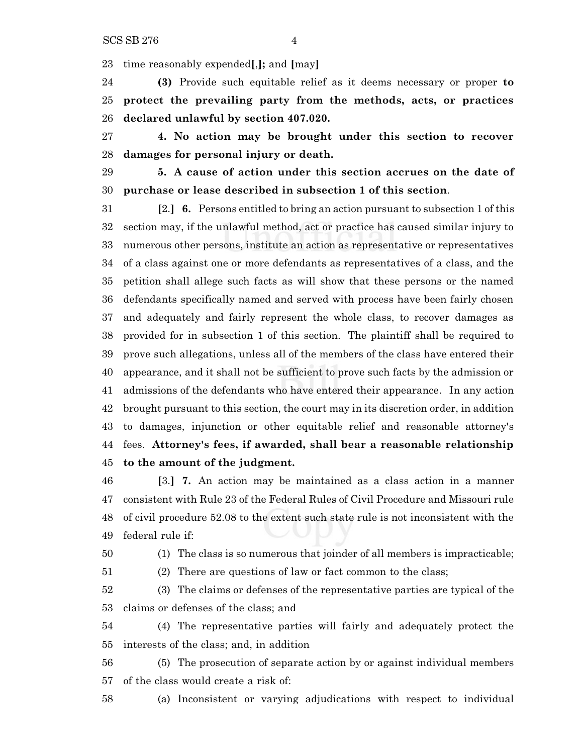time reasonably expended[,]**;** and [may]

**(3)** Provide such equitable relief as it deems necessary or proper **to protect the prevailing party from the methods, acts, or practices declared unlawful by section 407.020.**

**4. No action may be brought under this section to recover damages for personal injury or death.**

**5. A cause of action under this section accrues on the date of purchase or lease described in subsection 1 of this section**.

[2.] **6.** Persons entitled to bring an action pursuant to subsection 1 of this section may, if the unlawful method, act or practice has caused similar injury to numerous other persons, institute an action as representative or representatives of a class against one or more defendants as representatives of a class, and the petition shall allege such facts as will show that these persons or the named defendants specifically named and served with process have been fairly chosen and adequately and fairly represent the whole class, to recover damages as provided for in subsection 1 of this section. The plaintiff shall be required to prove such allegations, unless all of the members of the class have entered their appearance, and it shall not be sufficient to prove such facts by the admission or admissions of the defendants who have entered their appearance. In any action brought pursuant to this section, the court may in its discretion order, in addition to damages, injunction or other equitable relief and reasonable attorney's fees. **Attorney's fees, if awarded, shall bear a reasonable relationship to the amount of the judgment.**

[3.] **7.** An action may be maintained as a class action in a manner consistent with Rule 23 of the Federal Rules of Civil Procedure and Missouri rule of civil procedure 52.08 to the extent such state rule is not inconsistent with the federal rule if:

(1) The class is so numerous that joinder of all members is impracticable;

(2) There are questions of law or fact common to the class;

(3) The claims or defenses of the representative parties are typical of the claims or defenses of the class; and

(4) The representative parties will fairly and adequately protect the interests of the class; and, in addition

(5) The prosecution of separate action by or against individual members of the class would create a risk of:

(a) Inconsistent or varying adjudications with respect to individual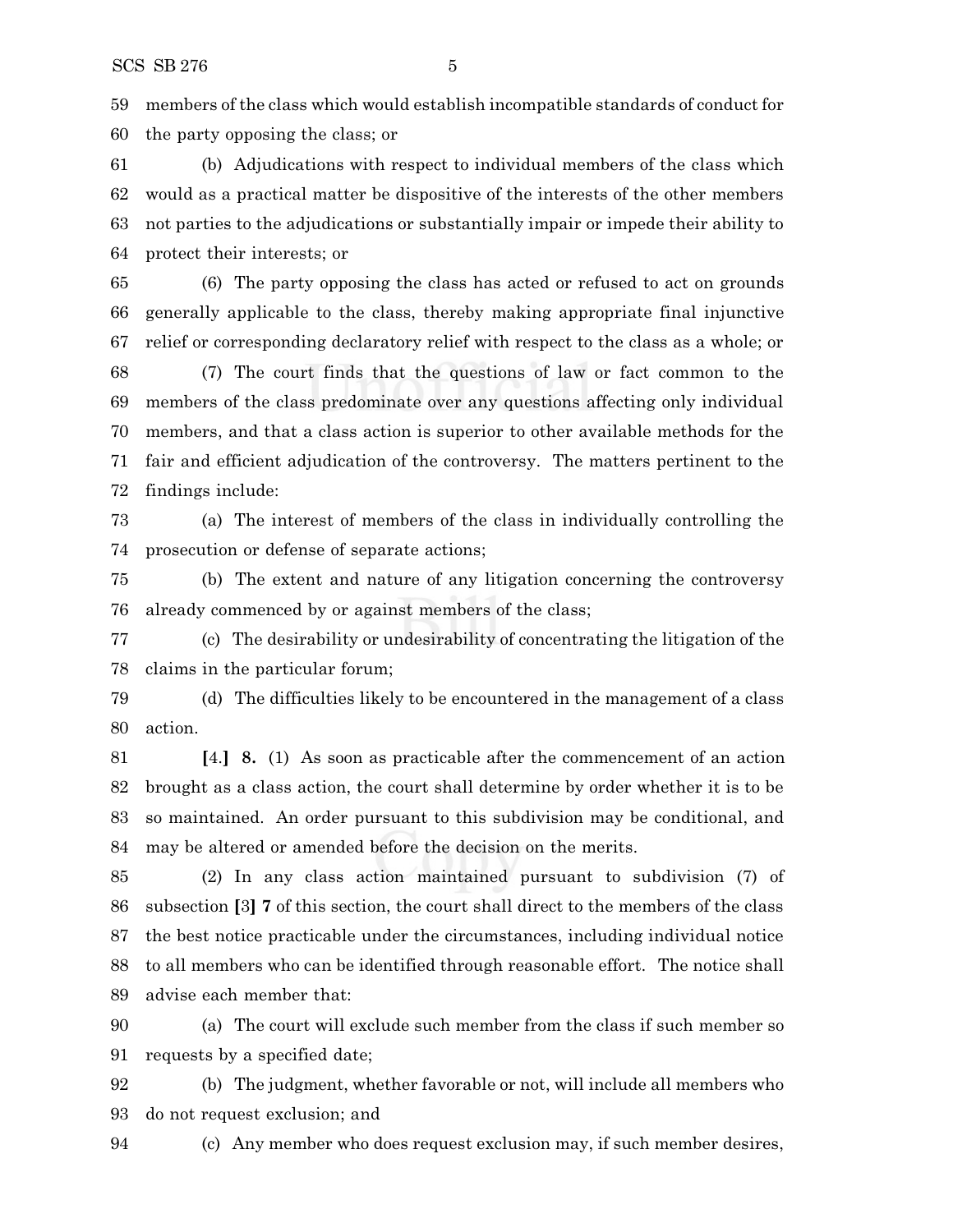members of the class which would establish incompatible standards of conduct for the party opposing the class; or

(b) Adjudications with respect to individual members of the class which would as a practical matter be dispositive of the interests of the other members not parties to the adjudications or substantially impair or impede their ability to protect their interests; or

(6) The party opposing the class has acted or refused to act on grounds generally applicable to the class, thereby making appropriate final injunctive relief or corresponding declaratory relief with respect to the class as a whole; or

(7) The court finds that the questions of law or fact common to the members of the class predominate over any questions affecting only individual members, and that a class action is superior to other available methods for the fair and efficient adjudication of the controversy. The matters pertinent to the findings include:

(a) The interest of members of the class in individually controlling the prosecution or defense of separate actions;

(b) The extent and nature of any litigation concerning the controversy already commenced by or against members of the class;

(c) The desirability or undesirability of concentrating the litigation of the claims in the particular forum;

(d) The difficulties likely to be encountered in the management of a class action.

**[**4.**] 8.** (1) As soon as practicable after the commencement of an action brought as a class action, the court shall determine by order whether it is to be so maintained. An order pursuant to this subdivision may be conditional, and may be altered or amended before the decision on the merits.

(2) In any class action maintained pursuant to subdivision (7) of subsection **[**3**] 7** of this section, the court shall direct to the members of the class the best notice practicable under the circumstances, including individual notice to all members who can be identified through reasonable effort. The notice shall advise each member that:

(a) The court will exclude such member from the class if such member so requests by a specified date;

(b) The judgment, whether favorable or not, will include all members who do not request exclusion; and

(c) Any member who does request exclusion may, if such member desires,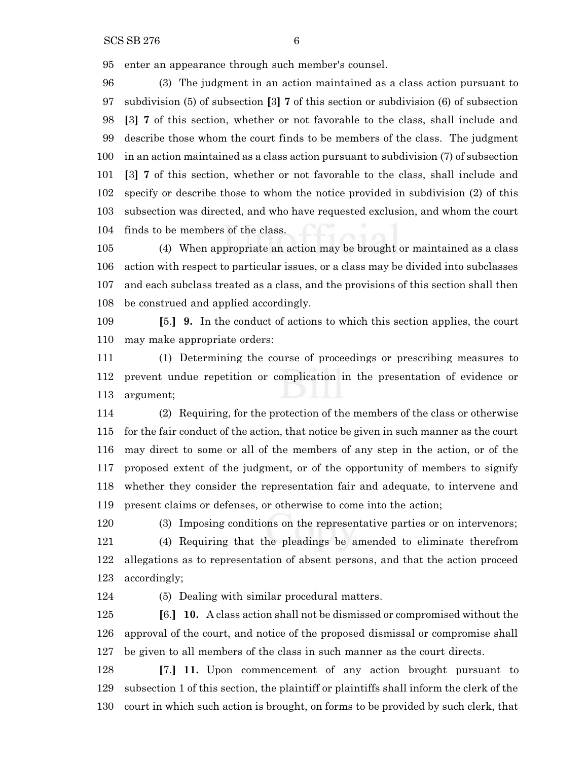enter an appearance through such member's counsel.

(3) The judgment in an action maintained as a class action pursuant to subdivision (5) of subsection [3] **7** of this section or subdivision (6) of subsection [3] **7** of this section, whether or not favorable to the class, shall include and describe those whom the court finds to be members of the class. The judgment in an action maintained as a class action pursuant to subdivision (7) of subsection [3] **7** of this section, whether or not favorable to the class, shall include and specify or describe those to whom the notice provided in subdivision (2) of this subsection was directed, and who have requested exclusion, and whom the court finds to be members of the class.

(4) When appropriate an action may be brought or maintained as a class action with respect to particular issues, or a class may be divided into subclasses and each subclass treated as a class, and the provisions of this section shall then be construed and applied accordingly.

[5.] **9.** In the conduct of actions to which this section applies, the court may make appropriate orders:

(1) Determining the course of proceedings or prescribing measures to prevent undue repetition or complication in the presentation of evidence or argument;

(2) Requiring, for the protection of the members of the class or otherwise for the fair conduct of the action, that notice be given in such manner as the court may direct to some or all of the members of any step in the action, or of the proposed extent of the judgment, or of the opportunity of members to signify whether they consider the representation fair and adequate, to intervene and present claims or defenses, or otherwise to come into the action;

(3) Imposing conditions on the representative parties or on intervenors;

(4) Requiring that the pleadings be amended to eliminate therefrom allegations as to representation of absent persons, and that the action proceed accordingly;

(5) Dealing with similar procedural matters.

[6.] **10.** A class action shall not be dismissed or compromised without the approval of the court, and notice of the proposed dismissal or compromise shall be given to all members of the class in such manner as the court directs.

[7.] **11.** Upon commencement of any action brought pursuant to subsection 1 of this section, the plaintiff or plaintiffs shall inform the clerk of the court in which such action is brought, on forms to be provided by such clerk, that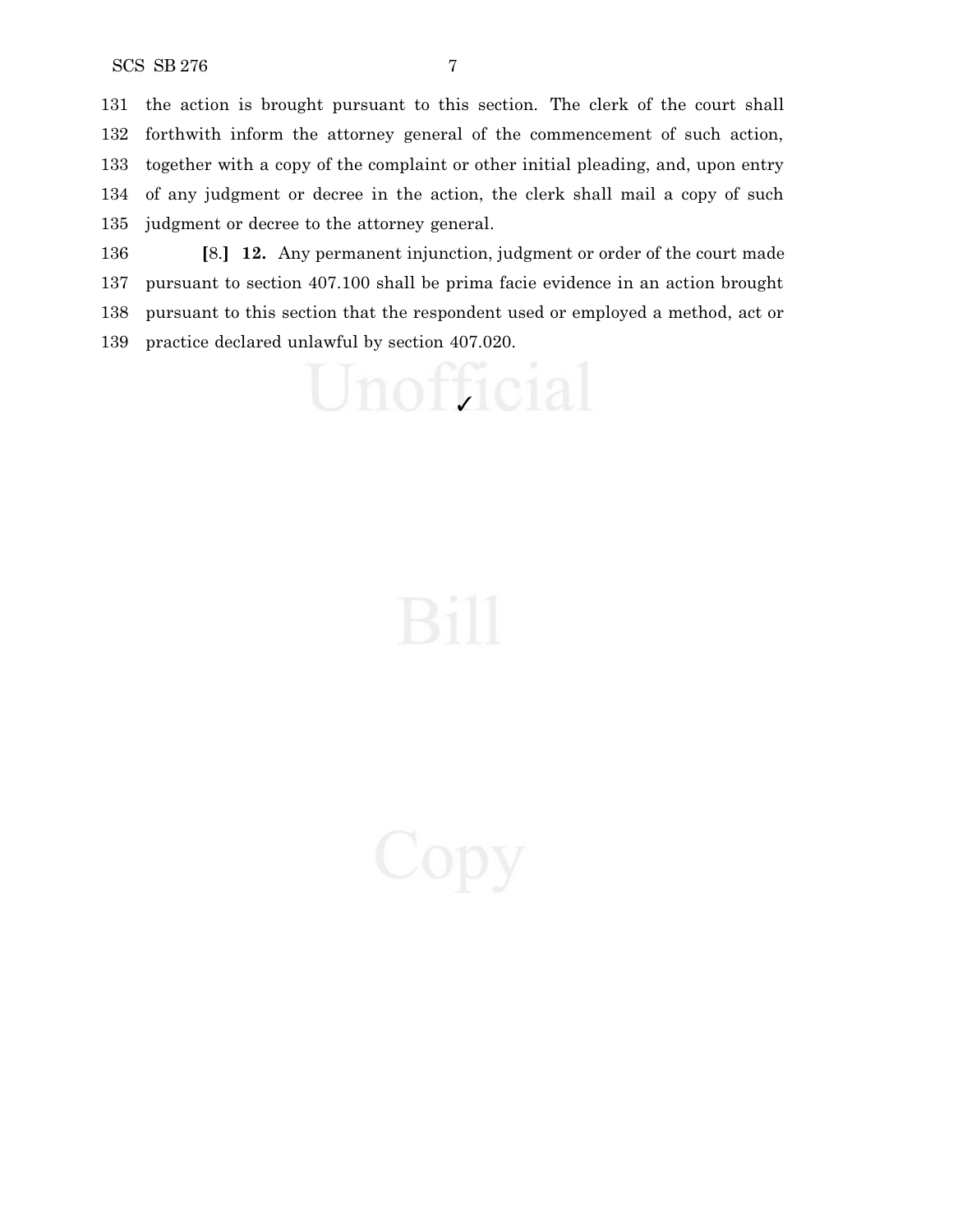the action is brought pursuant to this section. The clerk of the court shall forthwith inform the attorney general of the commencement of such action, together with a copy of the complaint or other initial pleading, and, upon entry of any judgment or decree in the action, the clerk shall mail a copy of such judgment or decree to the attorney general.

[8.] **12.** Any permanent injunction, judgment or order of the court made pursuant to section 407.100 shall be prima facie evidence in an action brought pursuant to this section that the respondent used or employed a method, act or practice declared unlawful by section 407.020.

✓